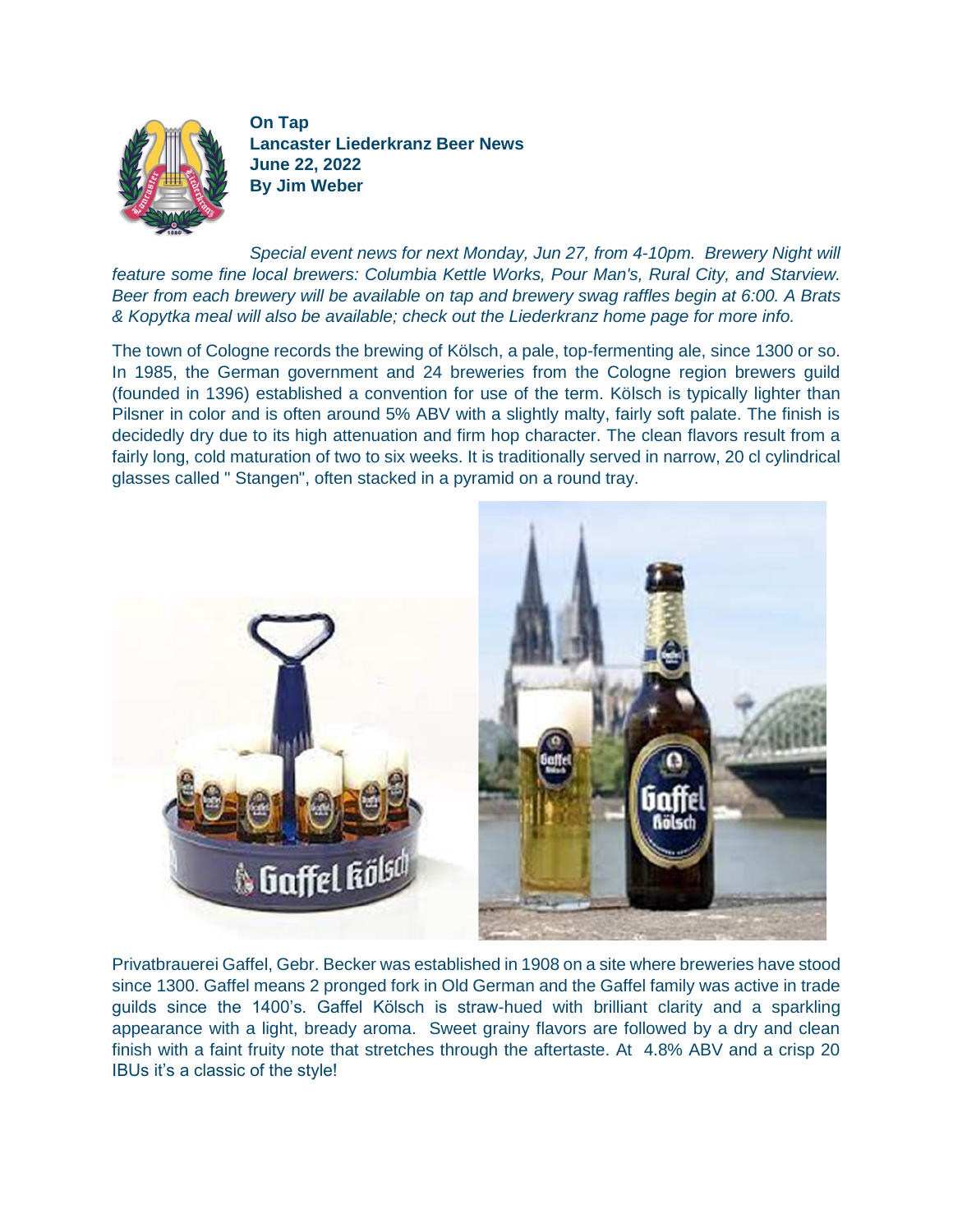**On Tap**
**Lancaster Liederkranz Beer News**
**June 22, 2022**
**By Jim Weber**

*Special event news for next Monday, Jun 27, from 4-10pm. Brewery Night will feature some fine local brewers: Columbia Kettle Works, Pour Man's, Rural City, and Starview. Beer from each brewery will be available on tap and brewery swag raffles begin at 6:00. A Brats & Kopytka meal will also be available; check out the Liederkranz home page for more info.*

The town of Cologne records the brewing of Kölsch, a pale, top-fermenting ale, since 1300 or so. In 1985, the German government and 24 breweries from the Cologne region brewers guild (founded in 1396) established a convention for use of the term. Kölsch is typically lighter than Pilsner in color and is often around 5% ABV with a slightly malty, fairly soft palate. The finish is decidedly dry due to its high attenuation and firm hop character. The clean flavors result from a fairly long, cold maturation of two to six weeks. It is traditionally served in narrow, 20 cl cylindrical glasses called " Stangen", often stacked in a pyramid on a round tray.

Privatbrauerei Gaffel, Gebr. Becker was established in 1908 on a site where breweries have stood since 1300. Gaffel means 2 pronged fork in Old German and the Gaffel family was active in trade guilds since the 1400's. Gaffel Kölsch is straw-hued with brilliant clarity and a sparkling appearance with a light, bready aroma. Sweet grainy flavors are followed by a dry and clean finish with a faint fruity note that stretches through the aftertaste. At 4.8% ABV and a crisp 20 IBUs it's a classic of the style!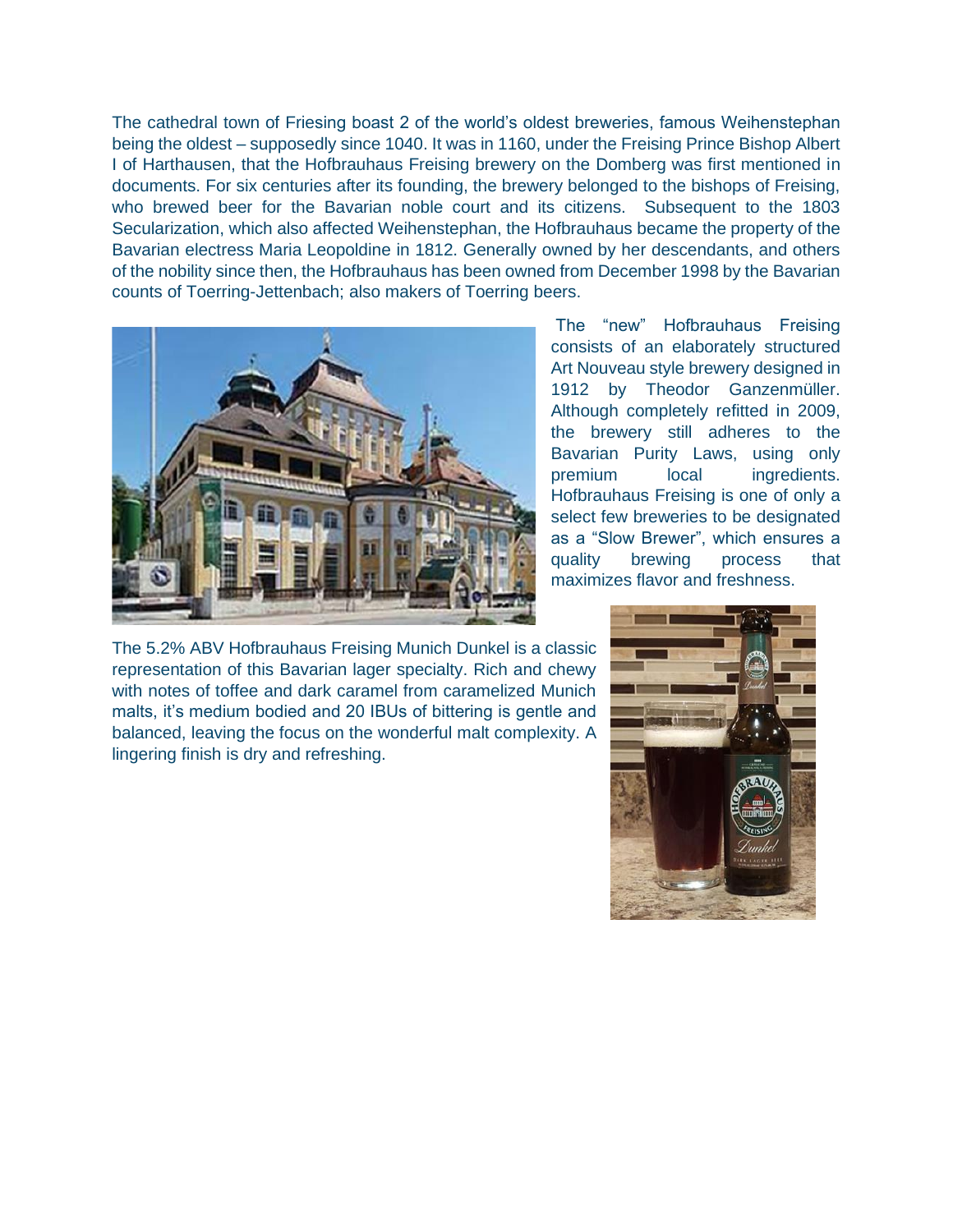The cathedral town of Friesing boast 2 of the world's oldest breweries, famous Weihenstephan being the oldest – supposedly since 1040. It was in 1160, under the Freising Prince Bishop Albert I of Harthausen, that the Hofbrauhaus Freising brewery on the Domberg was first mentioned in documents. For six centuries after its founding, the brewery belonged to the bishops of Freising, who brewed beer for the Bavarian noble court and its citizens. Subsequent to the 1803 Secularization, which also affected Weihenstephan, the Hofbrauhaus became the property of the Bavarian electress Maria Leopoldine in 1812. Generally owned by her descendants, and others of the nobility since then, the Hofbrauhaus has been owned from December 1998 by the Bavarian counts of Toerring-Jettenbach; also makers of Toerring beers.

The "new" Hofbrauhaus Freising consists of an elaborately structured Art Nouveau style brewery designed in 1912 by Theodor Ganzenmüller. Although completely refitted in 2009, the brewery still adheres to the Bavarian Purity Laws, using only premium local ingredients. Hofbrauhaus Freising is one of only a select few breweries to be designated as a "Slow Brewer", which ensures a quality brewing process that maximizes flavor and freshness.

The 5.2% ABV Hofbrauhaus Freising Munich Dunkel is a classic representation of this Bavarian lager specialty. Rich and chewy with notes of toffee and dark caramel from caramelized Munich malts, it's medium bodied and 20 IBUs of bittering is gentle and balanced, leaving the focus on the wonderful malt complexity. A lingering finish is dry and refreshing.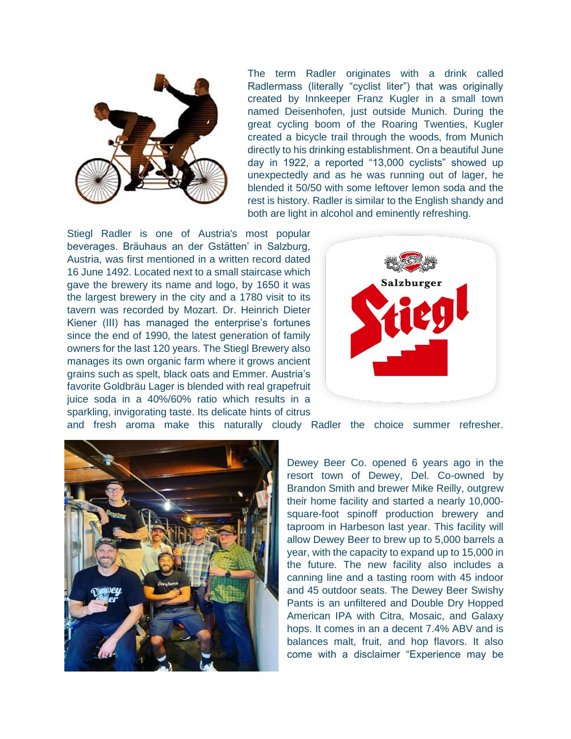The term Radler originates with a drink called Radlermass (literally "cyclist liter") that was originally created by Innkeeper Franz Kugler in a small town named Deisenhofen, just outside Munich. During the great cycling boom of the Roaring Twenties, Kugler created a bicycle trail through the woods, from Munich directly to his drinking establishment. On a beautiful June day in 1922, a reported "13,000 cyclists" showed up unexpectedly and as he was running out of lager, he blended it 50/50 with some leftover lemon soda and the rest is history. Radler is similar to the English shandy and both are light in alcohol and eminently refreshing.

Stiegl Radler is one of Austria's most popular beverages. Bräuhaus an der Gstätten' in Salzburg, Austria, was first mentioned in a written record dated 16 June 1492. Located next to a small staircase which gave the brewery its name and logo, by 1650 it was the largest brewery in the city and a 1780 visit to its tavern was recorded by Mozart. Dr. Heinrich Dieter Kiener (III) has managed the enterprise's fortunes since the end of 1990, the latest generation of family owners for the last 120 years. The Stiegl Brewery also manages its own organic farm where it grows ancient grains such as spelt, black oats and Emmer. Austria's favorite Goldbräu Lager is blended with real grapefruit juice soda in a 40%/60% ratio which results in a sparkling, invigorating taste. Its delicate hints of citrus and fresh aroma make this naturally cloudy Radler the choice summer refresher.

Dewey Beer Co. opened 6 years ago in the resort town of Dewey, Del. Co-owned by Brandon Smith and brewer Mike Reilly, outgrew their home facility and started a nearly 10,000-square-foot spinoff production brewery and taproom in Harbeson last year. This facility will allow Dewey Beer to brew up to 5,000 barrels a year, with the capacity to expand up to 15,000 in the future. The new facility also includes a canning line and a tasting room with 45 indoor and 45 outdoor seats. The Dewey Beer Swishy Pants is an unfiltered and Double Dry Hopped American IPA with Citra, Mosaic, and Galaxy hops. It comes in an a decent 7.4% ABV and is balances malt, fruit, and hop flavors. It also come with a disclaimer "Experience may be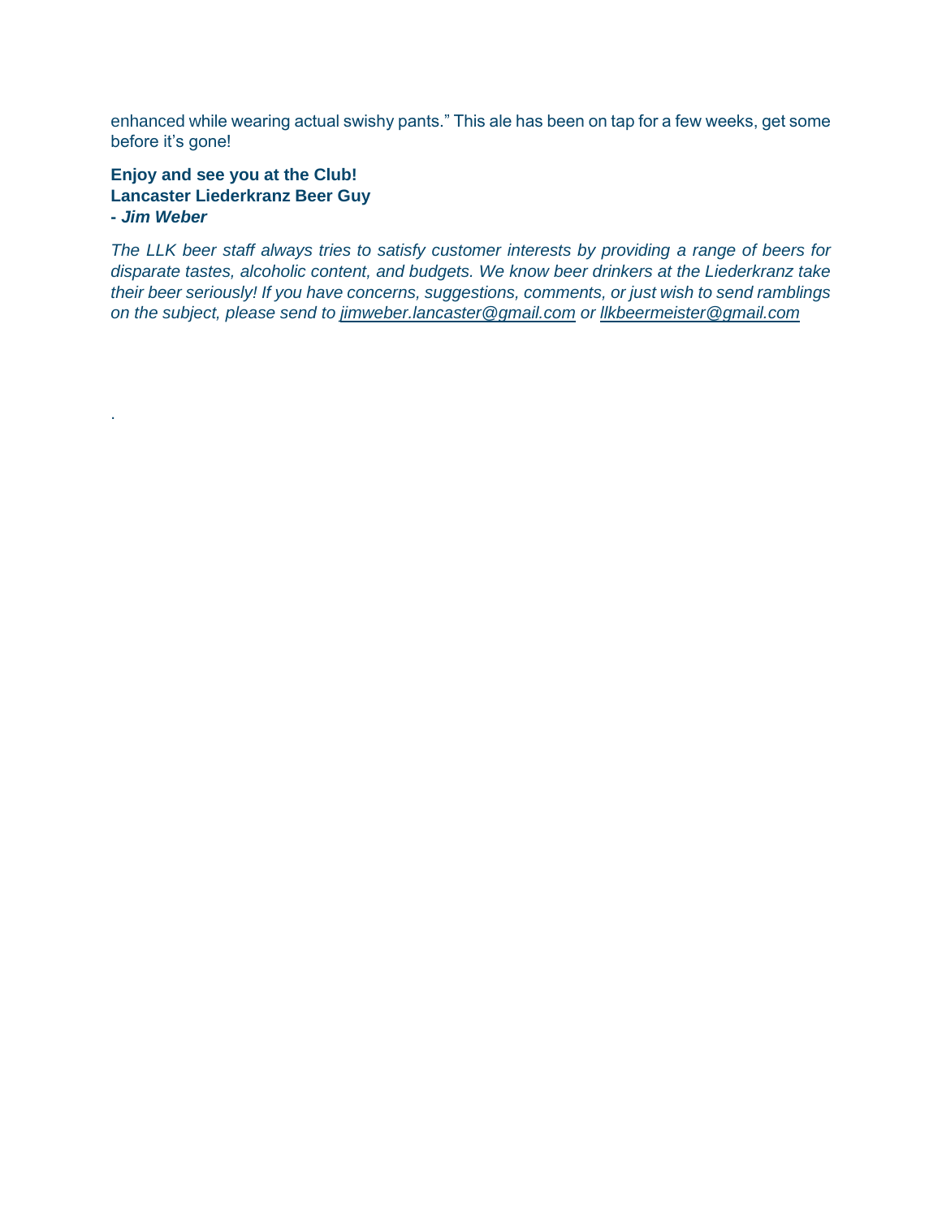enhanced while wearing actual swishy pants." This ale has been on tap for a few weeks, get some before it's gone!

**Enjoy and see you at the Club!**
**Lancaster Liederkranz Beer Guy**
**- *Jim Weber***

*The LLK beer staff always tries to satisfy customer interests by providing a range of beers for disparate tastes, alcoholic content, and budgets. We know beer drinkers at the Liederkranz take their beer seriously! If you have concerns, suggestions, comments, or just wish to send ramblings on the subject, please send to jimweber.lancaster@gmail.com or llkbeermeister@gmail.com*

.